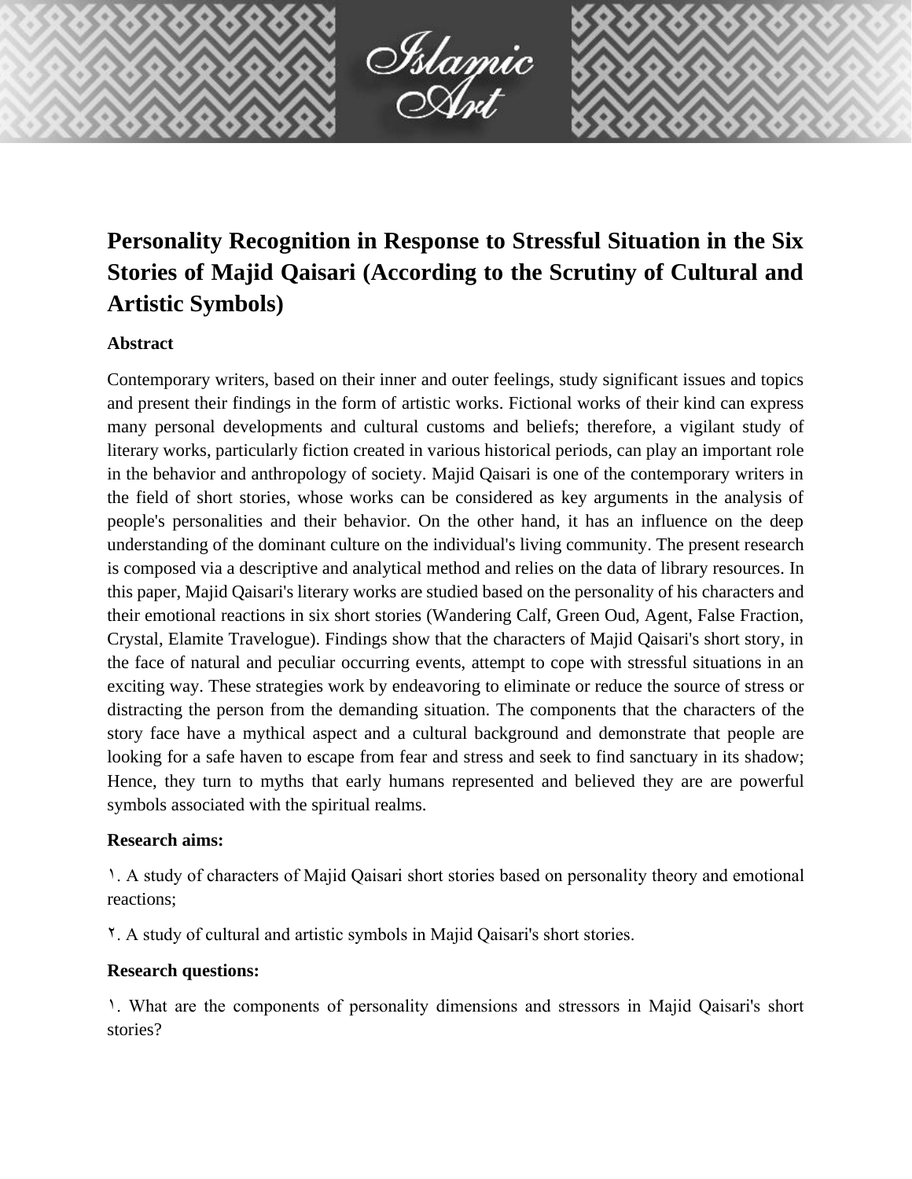# Personality Recognition in Response to Stressful Situation in the Six Stories of Majid Qaisari (According to the Scrutiny of Cultural and Artistic Symbols)

### Abstract

Contemporary writers, based on their inner and outer feelings, study significant issues and topics and present their findings in the form of artistic works. Fictional works of their kind can express many personal developments and cultural customs and beliefs; therefore, a vigilant study of literary works, particularly fiction created in various historical periods, can play an important role in the behavior and anthropology of society. Majid Qaisari is one of the contemporary writers in the field of short stories, whose works can be considered as key arguments in the analysis of people's personalities and their behavior. On the other hand, it has an influence on the deep understanding of the dominant culture on the individual's living community. The present research is composed via a descriptive and analytical method and relies on the data of library resources. In this paper, Majid Qaisari's literary works are studied based on the personality of his characters and their emotional reactions in six short stories (Wandering Calf, Green Oud, Agent, False Fraction, Crystal, Elamite Travelogue). Findings show that the characters of Majid Qaisari's short story, in the face of natural and peculiar occurring events, attempt to cope with stressful situations in an exciting way. These strategies work by endeavoring to eliminate or reduce the source of stress or distracting the person from the demanding situation. The components that the characters of the story face have a mythical aspect and a cultural background and demonstrate that people are looking for a safe haven to escape from fear and stress and seek to find sanctuary in its shadow; Hence, they turn to myths that early humans represented and believed they are are powerful symbols associated with the spiritual realms.

### Research aims:

١. A study of characters of Majid Qaisari short stories based on personality theory and emotional reactions;

٢. A study of cultural and artistic symbols in Majid Qaisari's short stories.

### Research questions:

١. What are the components of personality dimensions and stressors in Majid Qaisari's short stories?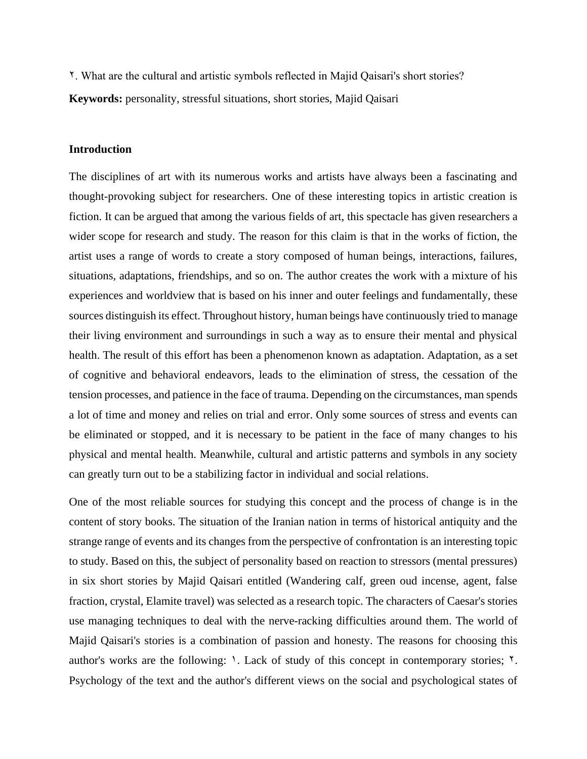۲. What are the cultural and artistic symbols reflected in Majid Qaisari's short stories?

**Keywords:** personality, stressful situations, short stories, Majid Qaisari

## Introduction

The disciplines of art with its numerous works and artists have always been a fascinating and thought-provoking subject for researchers. One of these interesting topics in artistic creation is fiction. It can be argued that among the various fields of art, this spectacle has given researchers a wider scope for research and study. The reason for this claim is that in the works of fiction, the artist uses a range of words to create a story composed of human beings, interactions, failures, situations, adaptations, friendships, and so on. The author creates the work with a mixture of his experiences and worldview that is based on his inner and outer feelings and fundamentally, these sources distinguish its effect. Throughout history, human beings have continuously tried to manage their living environment and surroundings in such a way as to ensure their mental and physical health. The result of this effort has been a phenomenon known as adaptation. Adaptation, as a set of cognitive and behavioral endeavors, leads to the elimination of stress, the cessation of the tension processes, and patience in the face of trauma. Depending on the circumstances, man spends a lot of time and money and relies on trial and error. Only some sources of stress and events can be eliminated or stopped, and it is necessary to be patient in the face of many changes to his physical and mental health. Meanwhile, cultural and artistic patterns and symbols in any society can greatly turn out to be a stabilizing factor in individual and social relations.

One of the most reliable sources for studying this concept and the process of change is in the content of story books. The situation of the Iranian nation in terms of historical antiquity and the strange range of events and its changes from the perspective of confrontation is an interesting topic to study. Based on this, the subject of personality based on reaction to stressors (mental pressures) in six short stories by Majid Qaisari entitled (Wandering calf, green oud incense, agent, false fraction, crystal, Elamite travel) was selected as a research topic. The characters of Caesar's stories use managing techniques to deal with the nerve-racking difficulties around them. The world of Majid Qaisari's stories is a combination of passion and honesty. The reasons for choosing this author's works are the following: ۱. Lack of study of this concept in contemporary stories; ۲. Psychology of the text and the author's different views on the social and psychological states of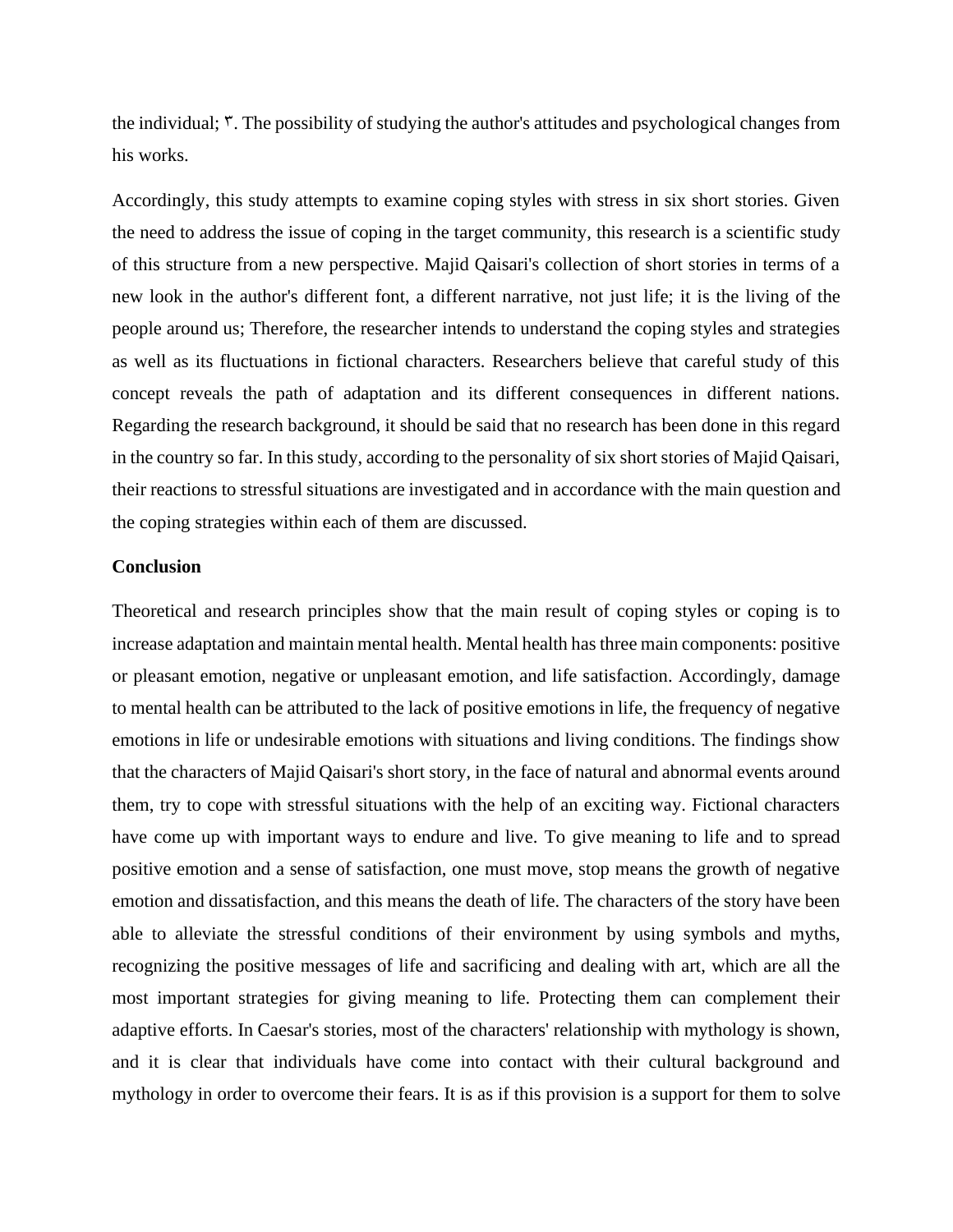the individual; ۳. The possibility of studying the author's attitudes and psychological changes from his works.

Accordingly, this study attempts to examine coping styles with stress in six short stories. Given the need to address the issue of coping in the target community, this research is a scientific study of this structure from a new perspective. Majid Qaisari's collection of short stories in terms of a new look in the author's different font, a different narrative, not just life; it is the living of the people around us; Therefore, the researcher intends to understand the coping styles and strategies as well as its fluctuations in fictional characters. Researchers believe that careful study of this concept reveals the path of adaptation and its different consequences in different nations. Regarding the research background, it should be said that no research has been done in this regard in the country so far. In this study, according to the personality of six short stories of Majid Qaisari, their reactions to stressful situations are investigated and in accordance with the main question and the coping strategies within each of them are discussed.

**Conclusion**

Theoretical and research principles show that the main result of coping styles or coping is to increase adaptation and maintain mental health. Mental health has three main components: positive or pleasant emotion, negative or unpleasant emotion, and life satisfaction. Accordingly, damage to mental health can be attributed to the lack of positive emotions in life, the frequency of negative emotions in life or undesirable emotions with situations and living conditions. The findings show that the characters of Majid Qaisari's short story, in the face of natural and abnormal events around them, try to cope with stressful situations with the help of an exciting way. Fictional characters have come up with important ways to endure and live. To give meaning to life and to spread positive emotion and a sense of satisfaction, one must move, stop means the growth of negative emotion and dissatisfaction, and this means the death of life. The characters of the story have been able to alleviate the stressful conditions of their environment by using symbols and myths, recognizing the positive messages of life and sacrificing and dealing with art, which are all the most important strategies for giving meaning to life. Protecting them can complement their adaptive efforts. In Caesar's stories, most of the characters' relationship with mythology is shown, and it is clear that individuals have come into contact with their cultural background and mythology in order to overcome their fears. It is as if this provision is a support for them to solve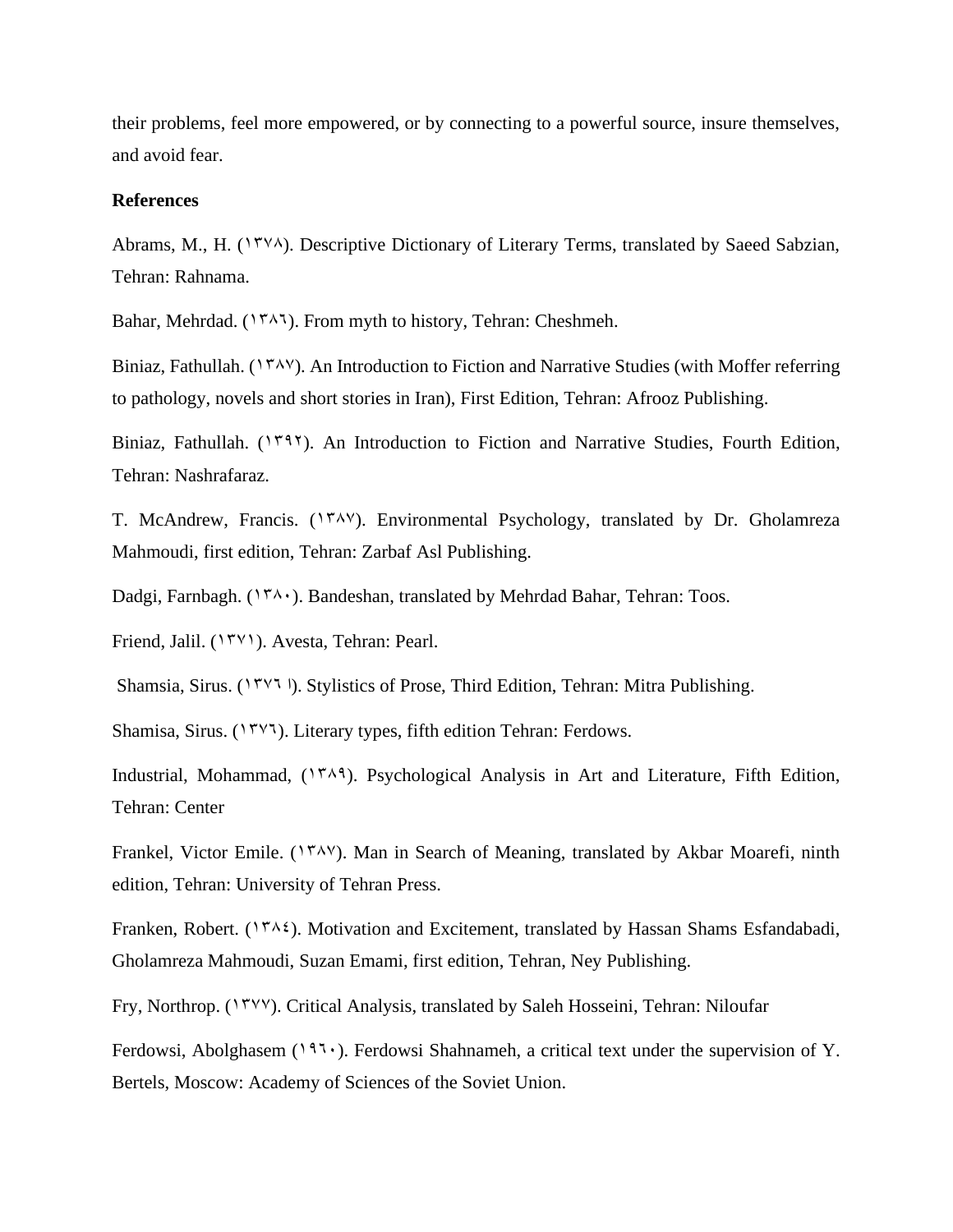their problems, feel more empowered, or by connecting to a powerful source, insure themselves, and avoid fear.

**References**

Abrams, M., H. (۱۳۷۸). Descriptive Dictionary of Literary Terms, translated by Saeed Sabzian, Tehran: Rahnama.

Bahar, Mehrdad. (۱۳۸٦). From myth to history, Tehran: Cheshmeh.

Biniaz, Fathullah. (۱۳۸۷). An Introduction to Fiction and Narrative Studies (with Moffer referring to pathology, novels and short stories in Iran), First Edition, Tehran: Afrooz Publishing.

Biniaz, Fathullah. (۱۳۹۲). An Introduction to Fiction and Narrative Studies, Fourth Edition, Tehran: Nashrafaraz.

T. McAndrew, Francis. (۱۳۸۷). Environmental Psychology, translated by Dr. Gholamreza Mahmoudi, first edition, Tehran: Zarbaf Asl Publishing.

Dadgi, Farnbagh. (۱۳۸۰). Bandeshan, translated by Mehrdad Bahar, Tehran: Toos.

Friend, Jalil. (۱۳۷۱). Avesta, Tehran: Pearl.

Shamsia, Sirus. (۱۳۷٦ ا). Stylistics of Prose, Third Edition, Tehran: Mitra Publishing.

Shamisa, Sirus. (۱۳۷٦). Literary types, fifth edition Tehran: Ferdows.

Industrial, Mohammad, (۱۳۸۹). Psychological Analysis in Art and Literature, Fifth Edition, Tehran: Center

Frankel, Victor Emile. (۱۳۸۷). Man in Search of Meaning, translated by Akbar Moarefi, ninth edition, Tehran: University of Tehran Press.

Franken, Robert. (۱۳۸٤). Motivation and Excitement, translated by Hassan Shams Esfandabadi, Gholamreza Mahmoudi, Suzan Emami, first edition, Tehran, Ney Publishing.

Fry, Northrop. (۱۳۷۷). Critical Analysis, translated by Saleh Hosseini, Tehran: Niloufar

Ferdowsi, Abolghasem (۱۹٦۰). Ferdowsi Shahnameh, a critical text under the supervision of Y. Bertels, Moscow: Academy of Sciences of the Soviet Union.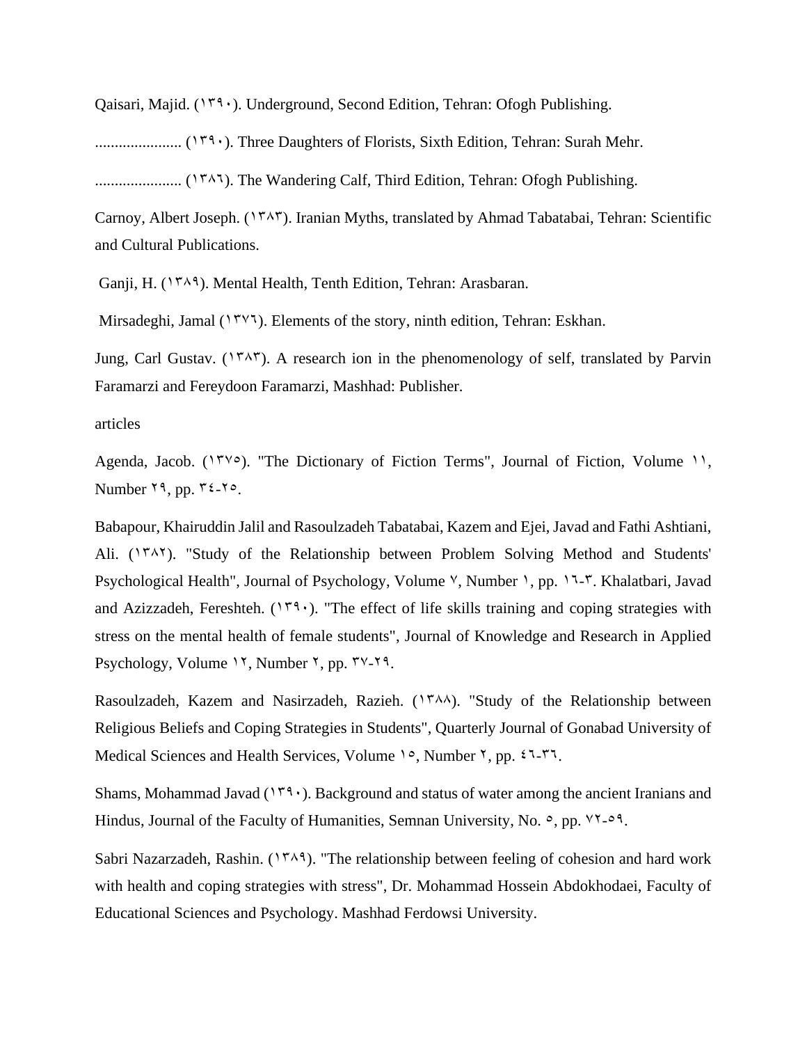Qaisari, Majid. (۱۳۹۰). Underground, Second Edition, Tehran: Ofogh Publishing.

...................... (۱۳۹۰). Three Daughters of Florists, Sixth Edition, Tehran: Surah Mehr.

...................... (۱۳۸٦). The Wandering Calf, Third Edition, Tehran: Ofogh Publishing.

Carnoy, Albert Joseph. (۱۳۸۳). Iranian Myths, translated by Ahmad Tabatabai, Tehran: Scientific and Cultural Publications.

Ganji, H. (۱۳۸۹). Mental Health, Tenth Edition, Tehran: Arasbaran.

Mirsadeghi, Jamal (۱۳۷٦). Elements of the story, ninth edition, Tehran: Eskhan.

Jung, Carl Gustav. (۱۳۸۳). A research ion in the phenomenology of self, translated by Parvin Faramarzi and Fereydoon Faramarzi, Mashhad: Publisher.

articles

Agenda, Jacob. (۱۳۷٥). "The Dictionary of Fiction Terms", Journal of Fiction, Volume ۱۱, Number ۲۹, pp. ۳٤-۲٥.

Babapour, Khairuddin Jalil and Rasoulzadeh Tabatabai, Kazem and Ejei, Javad and Fathi Ashtiani, Ali. (۱۳۸۲). "Study of the Relationship between Problem Solving Method and Students' Psychological Health", Journal of Psychology, Volume ۷, Number ۱, pp. ۱٦-۳. Khalatbari, Javad and Azizzadeh, Fereshteh. (۱۳۹۰). "The effect of life skills training and coping strategies with stress on the mental health of female students", Journal of Knowledge and Research in Applied Psychology, Volume ۱۲, Number ۲, pp. ۳۷-۲۹.

Rasoulzadeh, Kazem and Nasirzadeh, Razieh. (۱۳۸۸). "Study of the Relationship between Religious Beliefs and Coping Strategies in Students", Quarterly Journal of Gonabad University of Medical Sciences and Health Services, Volume ۱٥, Number ۲, pp. ٤٦-۳٦.

Shams, Mohammad Javad (۱۳۹۰). Background and status of water among the ancient Iranians and Hindus, Journal of the Faculty of Humanities, Semnan University, No. ٥, pp. ۷۲-٥۹.

Sabri Nazarzadeh, Rashin. (۱۳۸۹). "The relationship between feeling of cohesion and hard work with health and coping strategies with stress", Dr. Mohammad Hossein Abdokhodaei, Faculty of Educational Sciences and Psychology. Mashhad Ferdowsi University.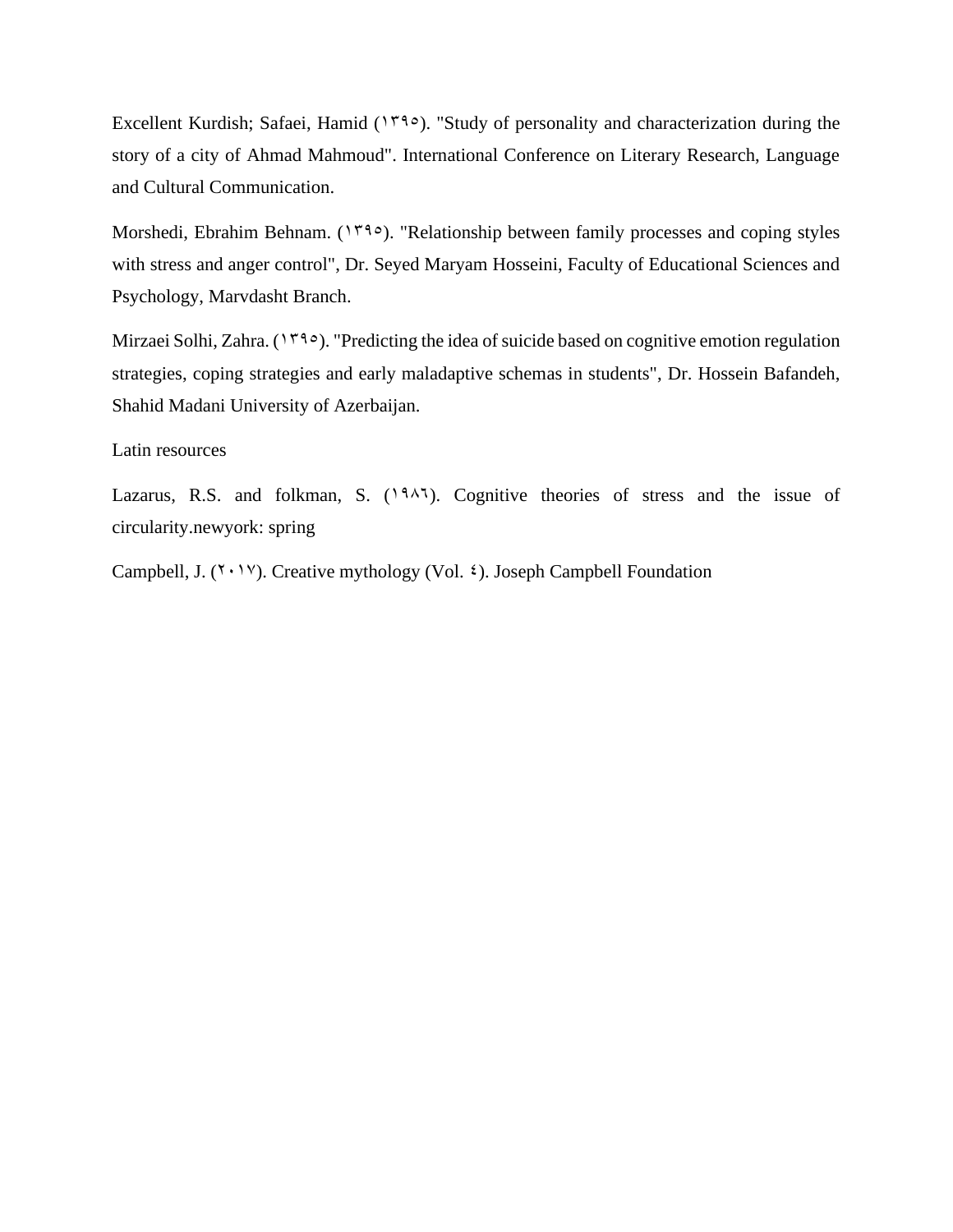Excellent Kurdish; Safaei, Hamid (١٣٩٥). "Study of personality and characterization during the story of a city of Ahmad Mahmoud". International Conference on Literary Research, Language and Cultural Communication.

Morshedi, Ebrahim Behnam. (١٣٩٥). "Relationship between family processes and coping styles with stress and anger control", Dr. Seyed Maryam Hosseini, Faculty of Educational Sciences and Psychology, Marvdasht Branch.

Mirzaei Solhi, Zahra. (١٣٩٥). "Predicting the idea of suicide based on cognitive emotion regulation strategies, coping strategies and early maladaptive schemas in students", Dr. Hossein Bafandeh, Shahid Madani University of Azerbaijan.

Latin resources

Lazarus, R.S. and folkman, S. (١٩٨٦). Cognitive theories of stress and the issue of circularity.newyork: spring

Campbell, J. (٢٠١٧). Creative mythology (Vol. ٤). Joseph Campbell Foundation